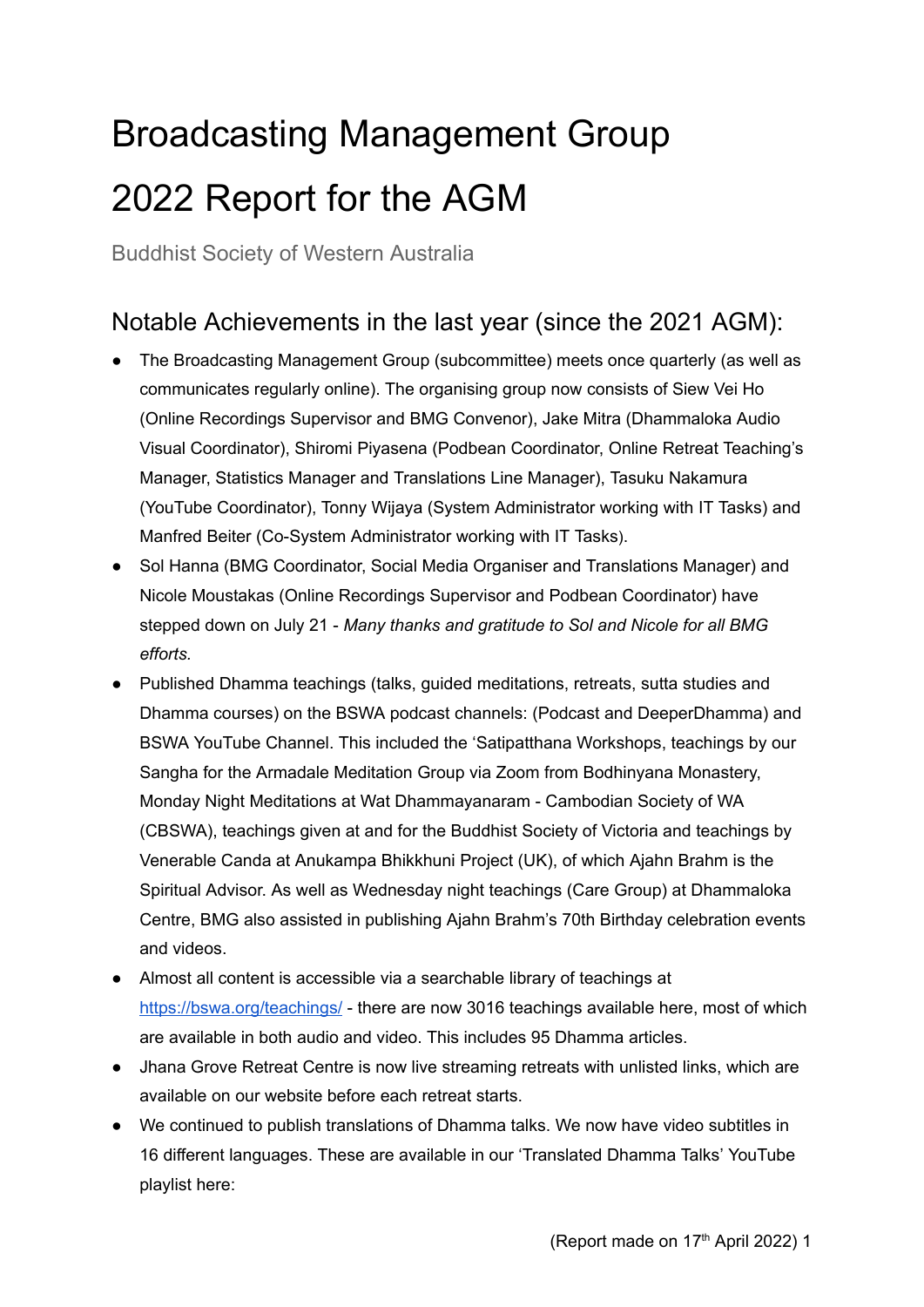# Broadcasting Management Group

# 2022 Report for the AGM

Buddhist Society of Western Australia

## Notable Achievements in the last year (since the 2021 AGM):

- The Broadcasting Management Group (subcommittee) meets once quarterly (as well as communicates regularly online). The organising group now consists of Siew Vei Ho (Online Recordings Supervisor and BMG Convenor), Jake Mitra (Dhammaloka Audio Visual Coordinator), Shiromi Piyasena (Podbean Coordinator, Online Retreat Teaching's Manager, Statistics Manager and Translations Line Manager), Tasuku Nakamura (YouTube Coordinator), Tonny Wijaya (System Administrator working with IT Tasks) and Manfred Beiter (Co-System Administrator working with IT Tasks).
- Sol Hanna (BMG Coordinator, Social Media Organiser and Translations Manager) and Nicole Moustakas (Online Recordings Supervisor and Podbean Coordinator) have stepped down on July 21 - *Many thanks and gratitude to Sol and Nicole for all BMG efforts.*
- Published Dhamma teachings (talks, guided meditations, retreats, sutta studies and Dhamma courses) on the BSWA podcast channels: (Podcast and DeeperDhamma) and BSWA YouTube Channel. This included the 'Satipatthana Workshops, teachings by our Sangha for the Armadale Meditation Group via Zoom from Bodhinyana Monastery, Monday Night Meditations at Wat Dhammayanaram - Cambodian Society of WA (CBSWA), teachings given at and for the Buddhist Society of Victoria and teachings by Venerable Canda at Anukampa Bhikkhuni Project (UK), of which Ajahn Brahm is the Spiritual Advisor. As well as Wednesday night teachings (Care Group) at Dhammaloka Centre, BMG also assisted in publishing Ajahn Brahm's 70th Birthday celebration events and videos.
- Almost all content is accessible via a searchable library of teachings at https://bswa.org/teachings/ - there are now 3016 teachings available here, most of which are available in both audio and video. This includes 95 Dhamma articles.
- Jhana Grove Retreat Centre is now live streaming retreats with unlisted links, which are available on our website before each retreat starts.
- We continued to publish translations of Dhamma talks. We now have video subtitles in 16 different languages. These are available in our 'Translated Dhamma Talks' YouTube playlist here:

(Report made on 17th April 2022)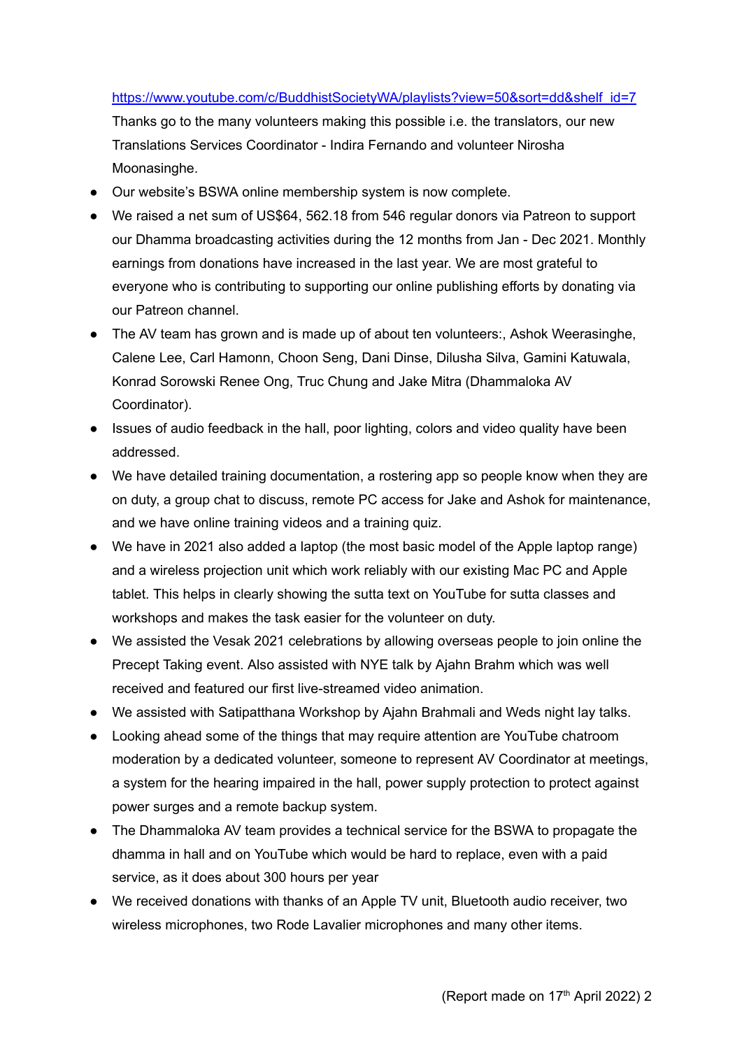https://www.youtube.com/c/BuddhistSocietyWA/playlists?view=50&sort=dd&shelf_id=7
Thanks go to the many volunteers making this possible i.e. the translators, our new Translations Services Coordinator - Indira Fernando and volunteer Nirosha Moonasinghe.

- Our website's BSWA online membership system is now complete.
- We raised a net sum of US$64, 562.18 from 546 regular donors via Patreon to support our Dhamma broadcasting activities during the 12 months from Jan - Dec 2021. Monthly earnings from donations have increased in the last year. We are most grateful to everyone who is contributing to supporting our online publishing efforts by donating via our Patreon channel.
- The AV team has grown and is made up of about ten volunteers:, Ashok Weerasinghe, Calene Lee, Carl Hamonn, Choon Seng, Dani Dinse, Dilusha Silva, Gamini Katuwala, Konrad Sorowski Renee Ong, Truc Chung and Jake Mitra (Dhammaloka AV Coordinator).
- Issues of audio feedback in the hall, poor lighting, colors and video quality have been addressed.
- We have detailed training documentation, a rostering app so people know when they are on duty, a group chat to discuss, remote PC access for Jake and Ashok for maintenance, and we have online training videos and a training quiz.
- We have in 2021 also added a laptop (the most basic model of the Apple laptop range) and a wireless projection unit which work reliably with our existing Mac PC and Apple tablet. This helps in clearly showing the sutta text on YouTube for sutta classes and workshops and makes the task easier for the volunteer on duty.
- We assisted the Vesak 2021 celebrations by allowing overseas people to join online the Precept Taking event. Also assisted with NYE talk by Ajahn Brahm which was well received and featured our first live-streamed video animation.
- We assisted with Satipatthana Workshop by Ajahn Brahmali and Weds night lay talks.
- Looking ahead some of the things that may require attention are YouTube chatroom moderation by a dedicated volunteer, someone to represent AV Coordinator at meetings, a system for the hearing impaired in the hall, power supply protection to protect against power surges and a remote backup system.
- The Dhammaloka AV team provides a technical service for the BSWA to propagate the dhamma in hall and on YouTube which would be hard to replace, even with a paid service, as it does about 300 hours per year
- We received donations with thanks of an Apple TV unit, Bluetooth audio receiver, two wireless microphones, two Rode Lavalier microphones and many other items.

(Report made on 17th April 2022)